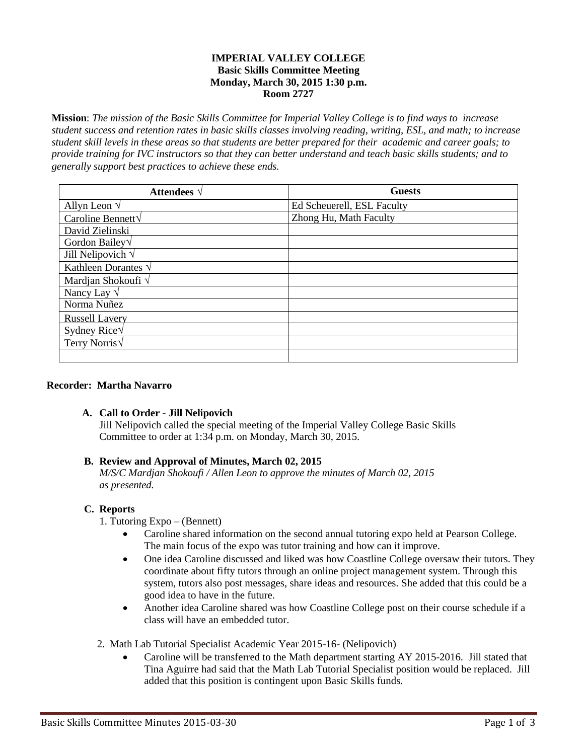# IMPERIAL VALLEY COLLEGE
## Basic Skills Committee Meeting
## Monday, March 30, 2015 1:30 p.m.
## Room 2727

**Mission**: *The mission of the Basic Skills Committee for Imperial Valley College is to find ways to increase student success and retention rates in basic skills classes involving reading, writing, ESL, and math; to increase student skill levels in these areas so that students are better prepared for their academic and career goals; to provide training for IVC instructors so that they can better understand and teach basic skills students; and to generally support best practices to achieve these ends.*

| Attendees √ | Guests |
|---|---|
| Allyn Leon √ | Ed Scheuerell, ESL Faculty |
| Caroline Bennett√ | Zhong Hu, Math Faculty |
| David Zielinski | |
| Gordon Bailey√ | |
| Jill Nelipovich √ | |
| Kathleen Dorantes √ | |
| Mardjan Shokoufi √ | |
| Nancy Lay √ | |
| Norma Nuñez | |
| Russell Lavery | |
| Sydney Rice√ | |
| Terry Norris√ | |
| | |

**Recorder: Martha Navarro**

**A. Call to Order - Jill Nelipovich**

Jill Nelipovich called the special meeting of the Imperial Valley College Basic Skills Committee to order at 1:34 p.m. on Monday, March 30, 2015.

**B. Review and Approval of Minutes, March 02, 2015**

*M/S/C Mardjan Shokoufi / Allen Leon to approve the minutes of March 02, 2015 as presented.*

**C. Reports**

1. Tutoring Expo – (Bennett)
   - Caroline shared information on the second annual tutoring expo held at Pearson College. The main focus of the expo was tutor training and how can it improve.
   - One idea Caroline discussed and liked was how Coastline College oversaw their tutors. They coordinate about fifty tutors through an online project management system. Through this system, tutors also post messages, share ideas and resources. She added that this could be a good idea to have in the future.
   - Another idea Caroline shared was how Coastline College post on their course schedule if a class will have an embedded tutor.

2. Math Lab Tutorial Specialist Academic Year 2015-16- (Nelipovich)
   - Caroline will be transferred to the Math department starting AY 2015-2016. Jill stated that Tina Aguirre had said that the Math Lab Tutorial Specialist position would be replaced. Jill added that this position is contingent upon Basic Skills funds.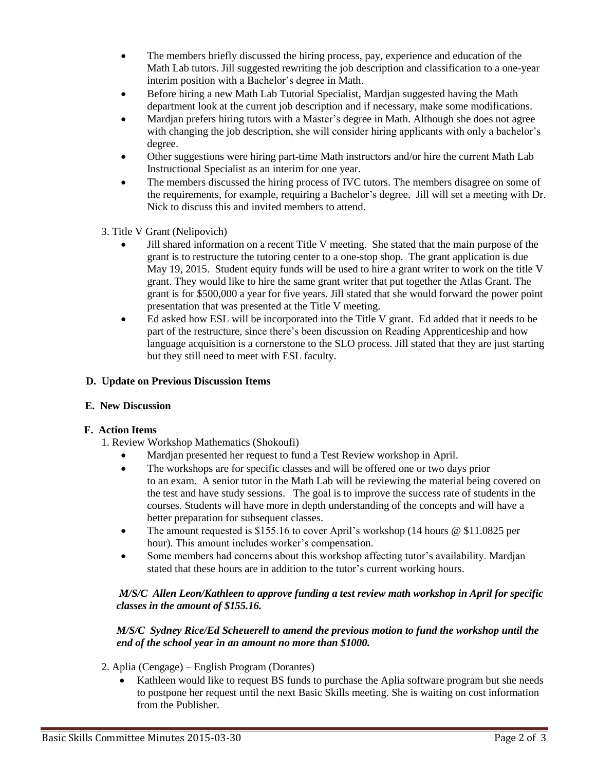- The members briefly discussed the hiring process, pay, experience and education of the Math Lab tutors. Jill suggested rewriting the job description and classification to a one-year interim position with a Bachelor's degree in Math.
- Before hiring a new Math Lab Tutorial Specialist, Mardjan suggested having the Math department look at the current job description and if necessary, make some modifications.
- Mardjan prefers hiring tutors with a Master's degree in Math. Although she does not agree with changing the job description, she will consider hiring applicants with only a bachelor's degree.
- Other suggestions were hiring part-time Math instructors and/or hire the current Math Lab Instructional Specialist as an interim for one year.
- The members discussed the hiring process of IVC tutors. The members disagree on some of the requirements, for example, requiring a Bachelor's degree. Jill will set a meeting with Dr. Nick to discuss this and invited members to attend.

3. Title V Grant (Nelipovich)
   - Jill shared information on a recent Title V meeting. She stated that the main purpose of the grant is to restructure the tutoring center to a one-stop shop. The grant application is due May 19, 2015. Student equity funds will be used to hire a grant writer to work on the title V grant. They would like to hire the same grant writer that put together the Atlas Grant. The grant is for $500,000 a year for five years. Jill stated that she would forward the power point presentation that was presented at the Title V meeting.
   - Ed asked how ESL will be incorporated into the Title V grant. Ed added that it needs to be part of the restructure, since there's been discussion on Reading Apprenticeship and how language acquisition is a cornerstone to the SLO process. Jill stated that they are just starting but they still need to meet with ESL faculty.

**D. Update on Previous Discussion Items**

**E. New Discussion**

**F. Action Items**

1. Review Workshop Mathematics (Shokoufi)
   - Mardjan presented her request to fund a Test Review workshop in April.
   - The workshops are for specific classes and will be offered one or two days prior to an exam. A senior tutor in the Math Lab will be reviewing the material being covered on the test and have study sessions. The goal is to improve the success rate of students in the courses. Students will have more in depth understanding of the concepts and will have a better preparation for subsequent classes.
   - The amount requested is $155.16 to cover April's workshop (14 hours @ $11.0825 per hour). This amount includes worker's compensation.
   - Some members had concerns about this workshop affecting tutor's availability. Mardjan stated that these hours are in addition to the tutor's current working hours.

   ***M/S/C Allen Leon/Kathleen to approve funding a test review math workshop in April for specific classes in the amount of $155.16.***

   ***M/S/C Sydney Rice/Ed Scheuerell to amend the previous motion to fund the workshop until the end of the school year in an amount no more than $1000.***

2. Aplia (Cengage) – English Program (Dorantes)
   - Kathleen would like to request BS funds to purchase the Aplia software program but she needs to postpone her request until the next Basic Skills meeting. She is waiting on cost information from the Publisher.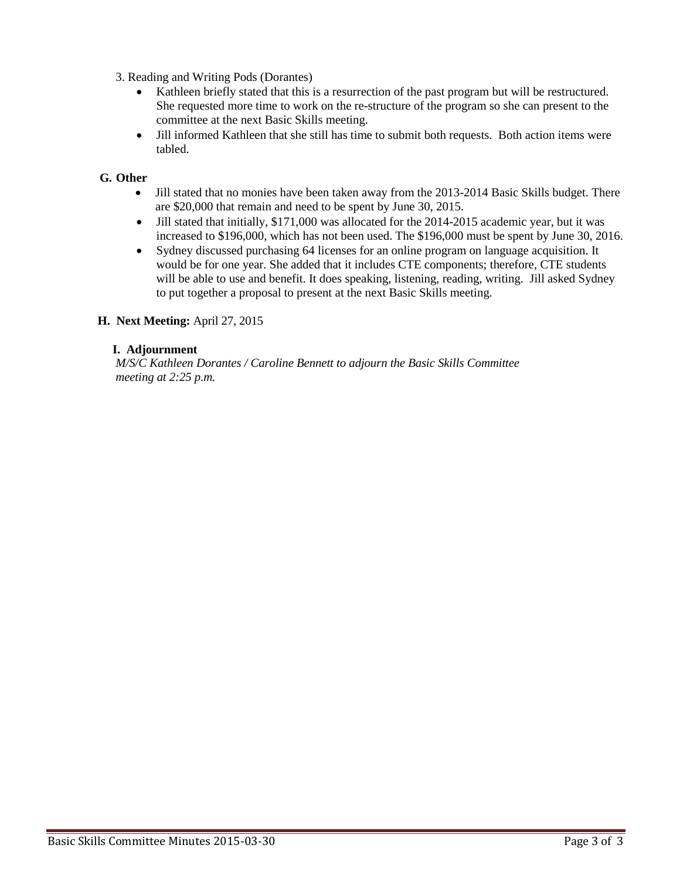3. Reading and Writing Pods (Dorantes)

- Kathleen briefly stated that this is a resurrection of the past program but will be restructured. She requested more time to work on the re-structure of the program so she can present to the committee at the next Basic Skills meeting.
- Jill informed Kathleen that she still has time to submit both requests. Both action items were tabled.

**G. Other**

- Jill stated that no monies have been taken away from the 2013-2014 Basic Skills budget. There are $20,000 that remain and need to be spent by June 30, 2015.
- Jill stated that initially, $171,000 was allocated for the 2014-2015 academic year, but it was increased to $196,000, which has not been used. The $196,000 must be spent by June 30, 2016.
- Sydney discussed purchasing 64 licenses for an online program on language acquisition. It would be for one year. She added that it includes CTE components; therefore, CTE students will be able to use and benefit. It does speaking, listening, reading, writing. Jill asked Sydney to put together a proposal to present at the next Basic Skills meeting.

**H. Next Meeting:** April 27, 2015

**I. Adjournment**

*M/S/C Kathleen Dorantes / Caroline Bennett to adjourn the Basic Skills Committee meeting at 2:25 p.m.*